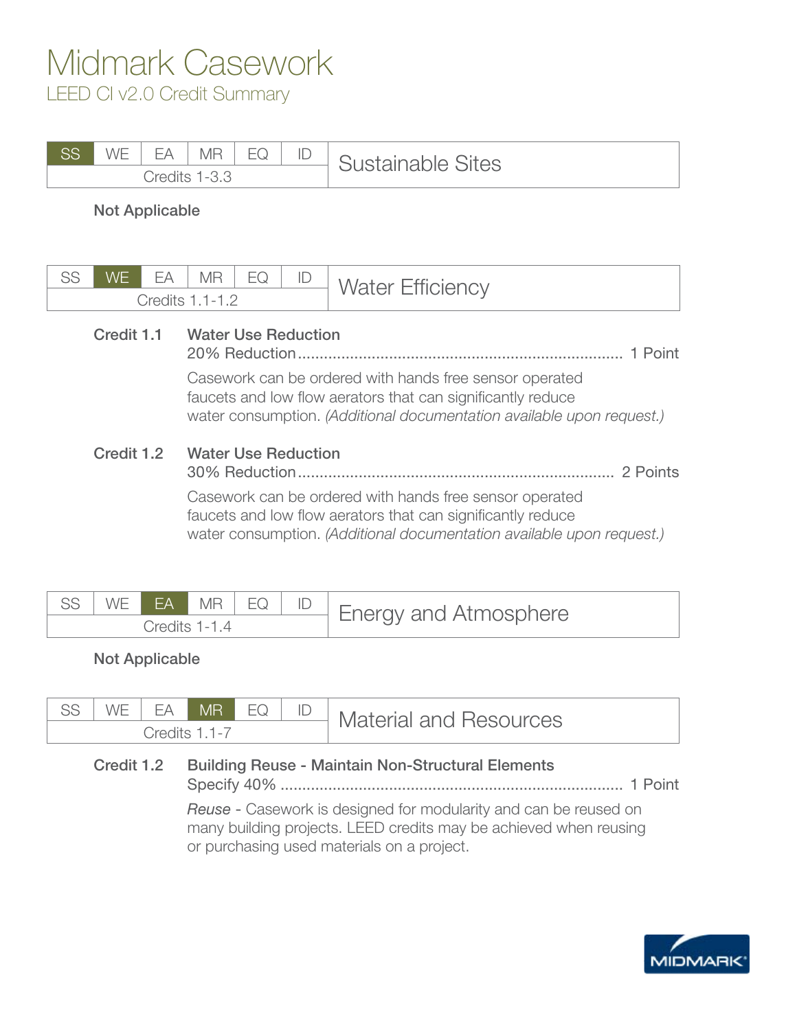# Midmark Casework

## LEED CI v2.0 Credit Summary

| SS | WE | EA | MR | EQ | ID | Sustainable Sites |
|---|---|---|---|---|---|---|
| Credits 1-3.3 | | | | | | |

**Not Applicable**

| SS | WE | EA | MR | EQ | ID | Water Efficiency |
|---|---|---|---|---|---|---|
| Credits 1.1-1.2 | | | | | | |

**Credit 1.1** **Water Use Reduction**

20% Reduction ........................................................................ 1 Point

Casework can be ordered with hands free sensor operated faucets and low flow aerators that can significantly reduce water consumption. *(Additional documentation available upon request.)*

**Credit 1.2** **Water Use Reduction**

30% Reduction ...................................................................... 2 Points

Casework can be ordered with hands free sensor operated faucets and low flow aerators that can significantly reduce water consumption. *(Additional documentation available upon request.)*

| SS | WE | EA | MR | EQ | ID | Energy and Atmosphere |
|---|---|---|---|---|---|---|
| Credits 1-1.4 | | | | | | |

**Not Applicable**

| SS | WE | EA | MR | EQ | ID | Material and Resources |
|---|---|---|---|---|---|---|
| Credits 1.1-7 | | | | | | |

**Credit 1.2** **Building Reuse - Maintain Non-Structural Elements**

Specify 40% ............................................................................ 1 Point

*Reuse* - Casework is designed for modularity and can be reused on many building projects. LEED credits may be achieved when reusing or purchasing used materials on a project.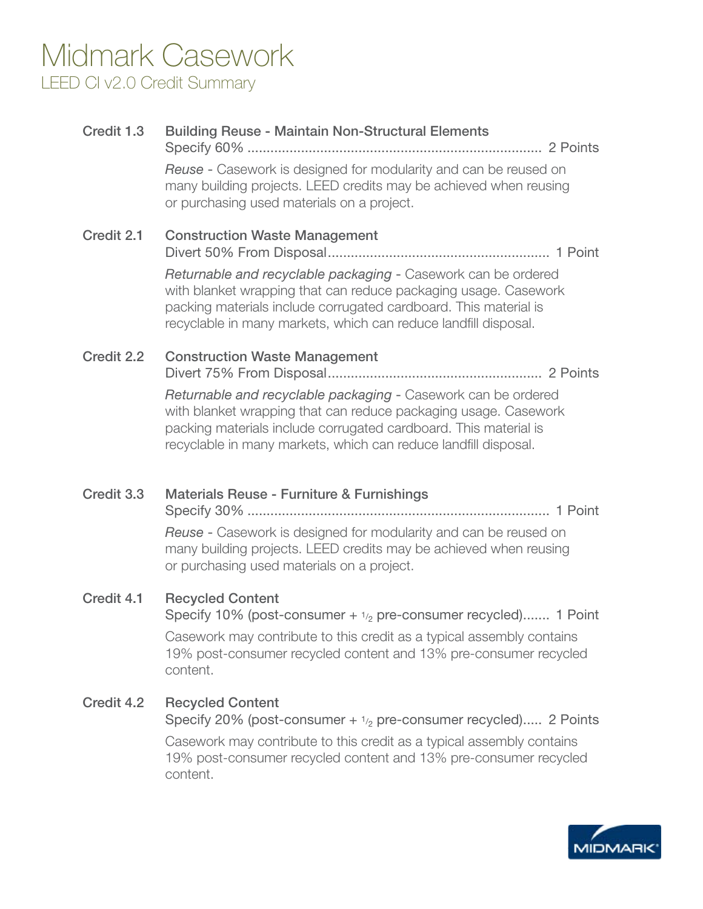# Midmark Casework

## LEED CI v2.0 Credit Summary

**Credit 1.3** **Building Reuse - Maintain Non-Structural Elements**

Specify 60% ........................................................................ 2 Points

*Reuse* - Casework is designed for modularity and can be reused on many building projects. LEED credits may be achieved when reusing or purchasing used materials on a project.

**Credit 2.1** **Construction Waste Management**

Divert 50% From Disposal......................................................... 1 Point

*Returnable and recyclable packaging* - Casework can be ordered with blanket wrapping that can reduce packaging usage. Casework packing materials include corrugated cardboard. This material is recyclable in many markets, which can reduce landfill disposal.

**Credit 2.2** **Construction Waste Management**

Divert 75% From Disposal....................................................... 2 Points

*Returnable and recyclable packaging* - Casework can be ordered with blanket wrapping that can reduce packaging usage. Casework packing materials include corrugated cardboard. This material is recyclable in many markets, which can reduce landfill disposal.

**Credit 3.3** **Materials Reuse - Furniture & Furnishings**

Specify 30% ............................................................................ 1 Point

*Reuse* - Casework is designed for modularity and can be reused on many building projects. LEED credits may be achieved when reusing or purchasing used materials on a project.

**Credit 4.1** **Recycled Content**

Specify 10% (post-consumer + $\frac{1}{2}$ pre-consumer recycled)....... 1 Point

Casework may contribute to this credit as a typical assembly contains 19% post-consumer recycled content and 13% pre-consumer recycled content.

**Credit 4.2** **Recycled Content**

Specify 20% (post-consumer + $\frac{1}{2}$ pre-consumer recycled)..... 2 Points

Casework may contribute to this credit as a typical assembly contains 19% post-consumer recycled content and 13% pre-consumer recycled content.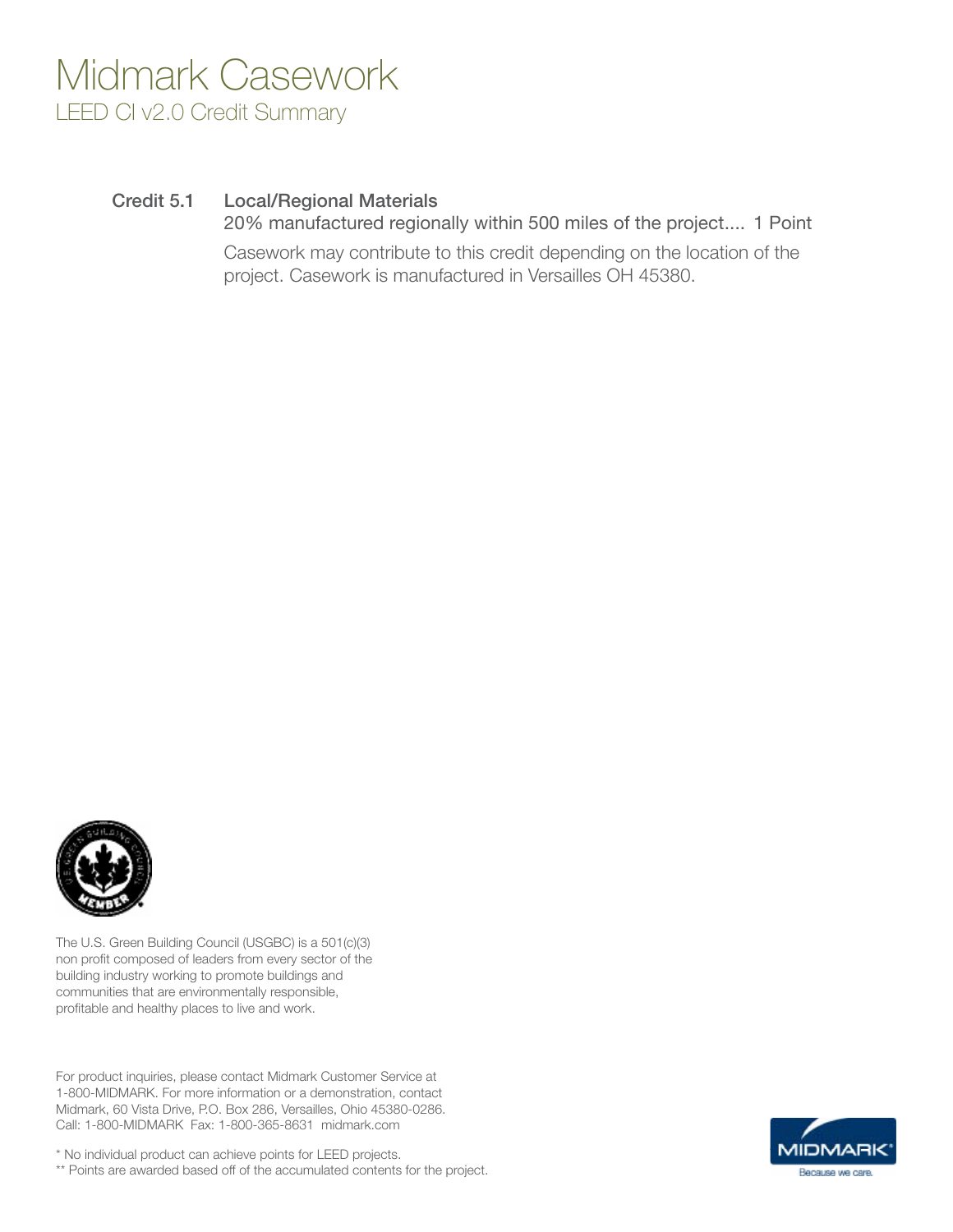# Midmark Casework

## LEED CI v2.0 Credit Summary

**Credit 5.1** **Local/Regional Materials**

20% manufactured regionally within 500 miles of the project.... 1 Point

Casework may contribute to this credit depending on the location of the project. Casework is manufactured in Versailles OH 45380.

The U.S. Green Building Council (USGBC) is a 501(c)(3) non profit composed of leaders from every sector of the building industry working to promote buildings and communities that are environmentally responsible, profitable and healthy places to live and work.

For product inquiries, please contact Midmark Customer Service at 1-800-MIDMARK. For more information or a demonstration, contact Midmark, 60 Vista Drive, P.O. Box 286, Versailles, Ohio 45380-0286. Call: 1-800-MIDMARK Fax: 1-800-365-8631 midmark.com

* No individual product can achieve points for LEED projects.
** Points are awarded based off of the accumulated contents for the project.